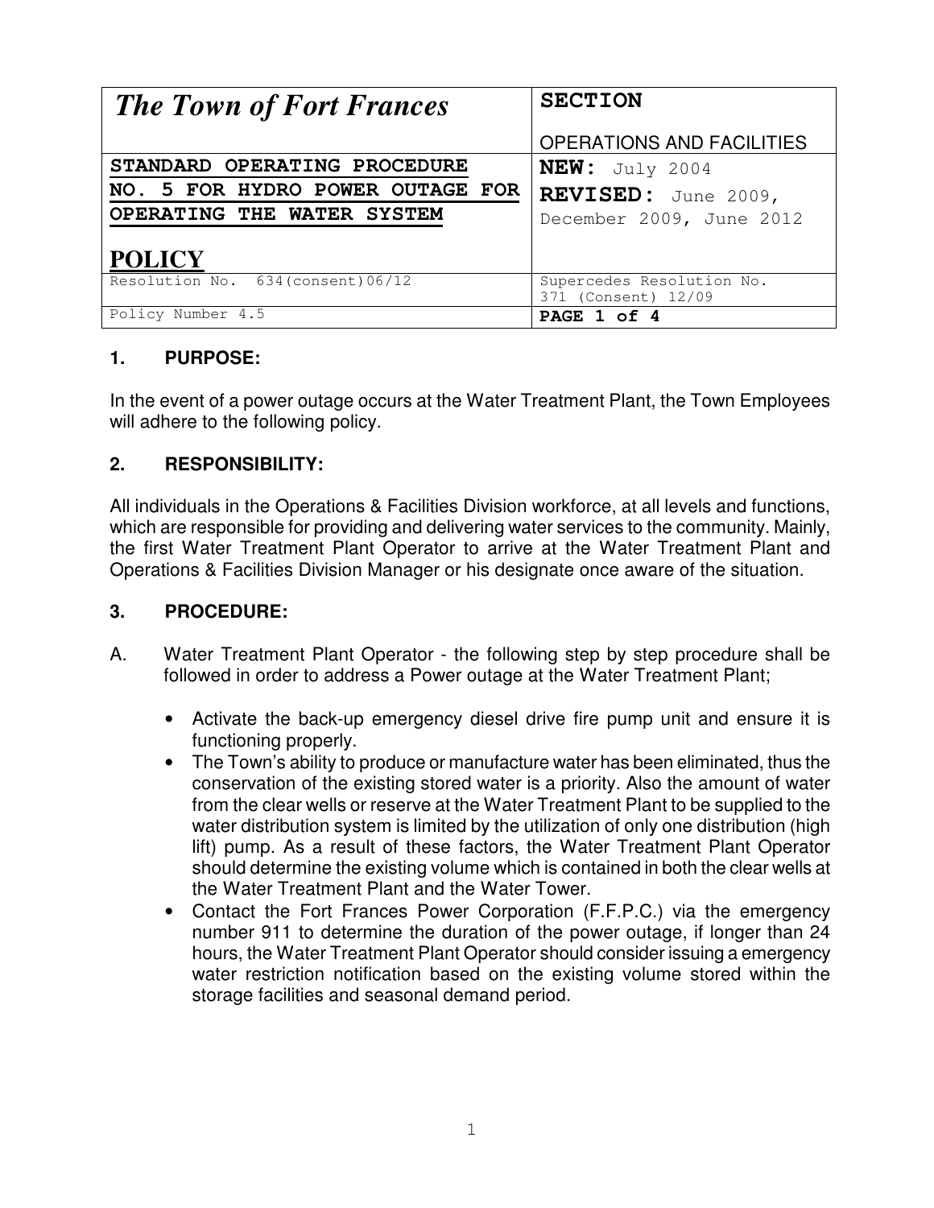| *The Town of Fort Frances* | **SECTION**<br><br>OPERATIONS AND FACILITIES |
| --- | --- |
| **STANDARD OPERATING PROCEDURE NO. 5 FOR HYDRO POWER OUTAGE FOR OPERATING THE WATER SYSTEM**<br><br>**POLICY** | **NEW:** July 2004<br>**REVISED:** June 2009, December 2009, June 2012 |
| Resolution No. 634(consent)06/12 | Supercedes Resolution No. 371 (Consent) 12/09 |
| Policy Number 4.5 | **PAGE 1 of 4** |

## 1. PURPOSE:

In the event of a power outage occurs at the Water Treatment Plant, the Town Employees will adhere to the following policy.

## 2. RESPONSIBILITY:

All individuals in the Operations & Facilities Division workforce, at all levels and functions, which are responsible for providing and delivering water services to the community. Mainly, the first Water Treatment Plant Operator to arrive at the Water Treatment Plant and Operations & Facilities Division Manager or his designate once aware of the situation.

## 3. PROCEDURE:

A. Water Treatment Plant Operator - the following step by step procedure shall be followed in order to address a Power outage at the Water Treatment Plant;

- Activate the back-up emergency diesel drive fire pump unit and ensure it is functioning properly.
- The Town's ability to produce or manufacture water has been eliminated, thus the conservation of the existing stored water is a priority. Also the amount of water from the clear wells or reserve at the Water Treatment Plant to be supplied to the water distribution system is limited by the utilization of only one distribution (high lift) pump. As a result of these factors, the Water Treatment Plant Operator should determine the existing volume which is contained in both the clear wells at the Water Treatment Plant and the Water Tower.
- Contact the Fort Frances Power Corporation (F.F.P.C.) via the emergency number 911 to determine the duration of the power outage, if longer than 24 hours, the Water Treatment Plant Operator should consider issuing a emergency water restriction notification based on the existing volume stored within the storage facilities and seasonal demand period.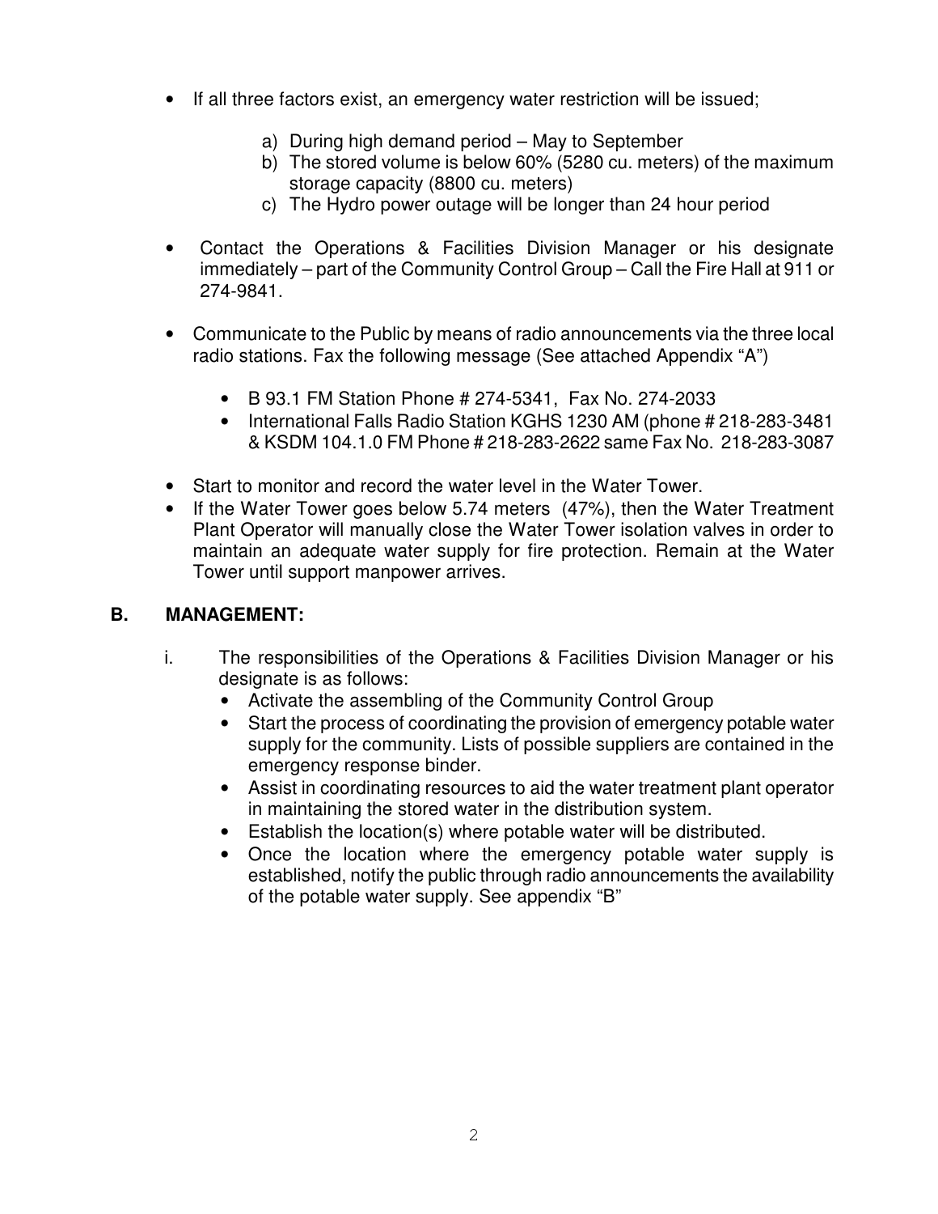- If all three factors exist, an emergency water restriction will be issued;

  a) During high demand period – May to September
  b) The stored volume is below 60% (5280 cu. meters) of the maximum storage capacity (8800 cu. meters)
  c) The Hydro power outage will be longer than 24 hour period

- Contact the Operations & Facilities Division Manager or his designate immediately – part of the Community Control Group – Call the Fire Hall at 911 or 274-9841.

- Communicate to the Public by means of radio announcements via the three local radio stations. Fax the following message (See attached Appendix "A")

  - B 93.1 FM Station Phone # 274-5341, Fax No. 274-2033
  - International Falls Radio Station KGHS 1230 AM (phone # 218-283-3481 & KSDM 104.1.0 FM Phone # 218-283-2622 same Fax No. 218-283-3087

- Start to monitor and record the water level in the Water Tower.
- If the Water Tower goes below 5.74 meters (47%), then the Water Treatment Plant Operator will manually close the Water Tower isolation valves in order to maintain an adequate water supply for fire protection. Remain at the Water Tower until support manpower arrives.

## B. MANAGEMENT:

i. The responsibilities of the Operations & Facilities Division Manager or his designate is as follows:
   - Activate the assembling of the Community Control Group
   - Start the process of coordinating the provision of emergency potable water supply for the community. Lists of possible suppliers are contained in the emergency response binder.
   - Assist in coordinating resources to aid the water treatment plant operator in maintaining the stored water in the distribution system.
   - Establish the location(s) where potable water will be distributed.
   - Once the location where the emergency potable water supply is established, notify the public through radio announcements the availability of the potable water supply. See appendix "B"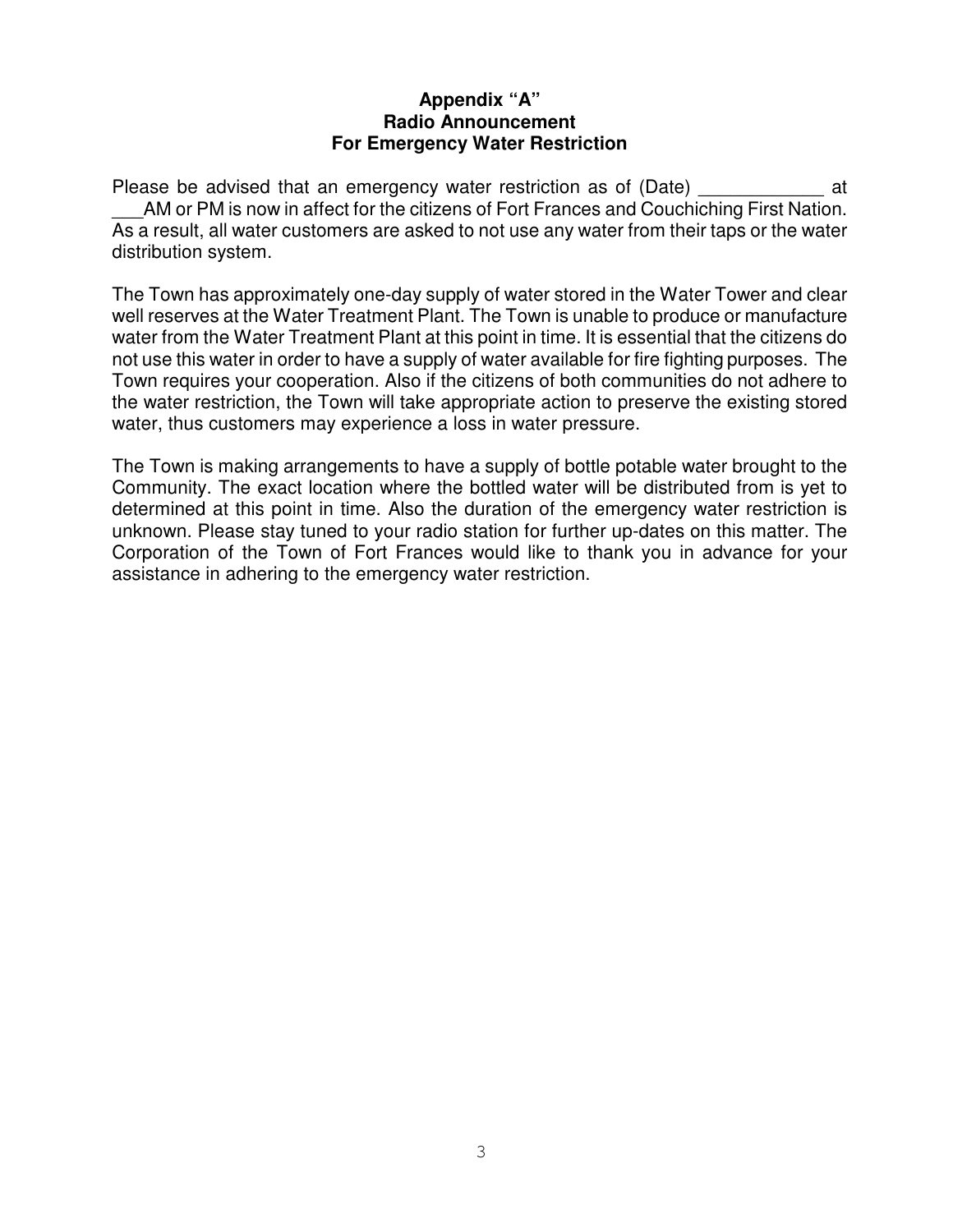**Appendix "A"**
**Radio Announcement**
**For Emergency Water Restriction**

Please be advised that an emergency water restriction as of (Date) ____________ at ___AM or PM is now in affect for the citizens of Fort Frances and Couchiching First Nation. As a result, all water customers are asked to not use any water from their taps or the water distribution system.

The Town has approximately one-day supply of water stored in the Water Tower and clear well reserves at the Water Treatment Plant. The Town is unable to produce or manufacture water from the Water Treatment Plant at this point in time. It is essential that the citizens do not use this water in order to have a supply of water available for fire fighting purposes. The Town requires your cooperation. Also if the citizens of both communities do not adhere to the water restriction, the Town will take appropriate action to preserve the existing stored water, thus customers may experience a loss in water pressure.

The Town is making arrangements to have a supply of bottle potable water brought to the Community. The exact location where the bottled water will be distributed from is yet to determined at this point in time. Also the duration of the emergency water restriction is unknown. Please stay tuned to your radio station for further up-dates on this matter. The Corporation of the Town of Fort Frances would like to thank you in advance for your assistance in adhering to the emergency water restriction.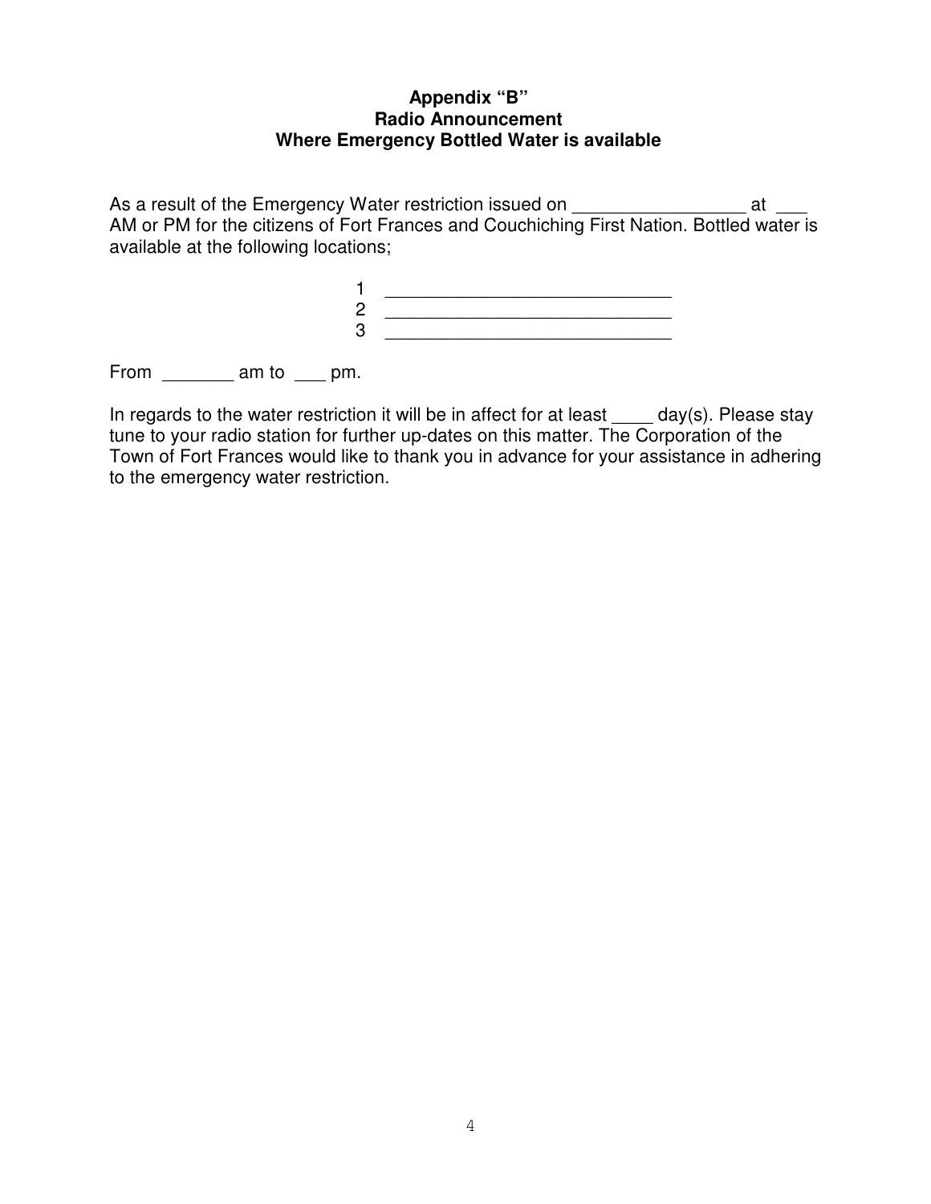**Appendix "B"**
**Radio Announcement**
**Where Emergency Bottled Water is available**

As a result of the Emergency Water restriction issued on _________________ at ___ AM or PM for the citizens of Fort Frances and Couchiching First Nation. Bottled water is available at the following locations;

1 _____________________________
2 _____________________________
3 _____________________________

From _______ am to ___ pm.

In regards to the water restriction it will be in affect for at least ____ day(s). Please stay tune to your radio station for further up-dates on this matter. The Corporation of the Town of Fort Frances would like to thank you in advance for your assistance in adhering to the emergency water restriction.